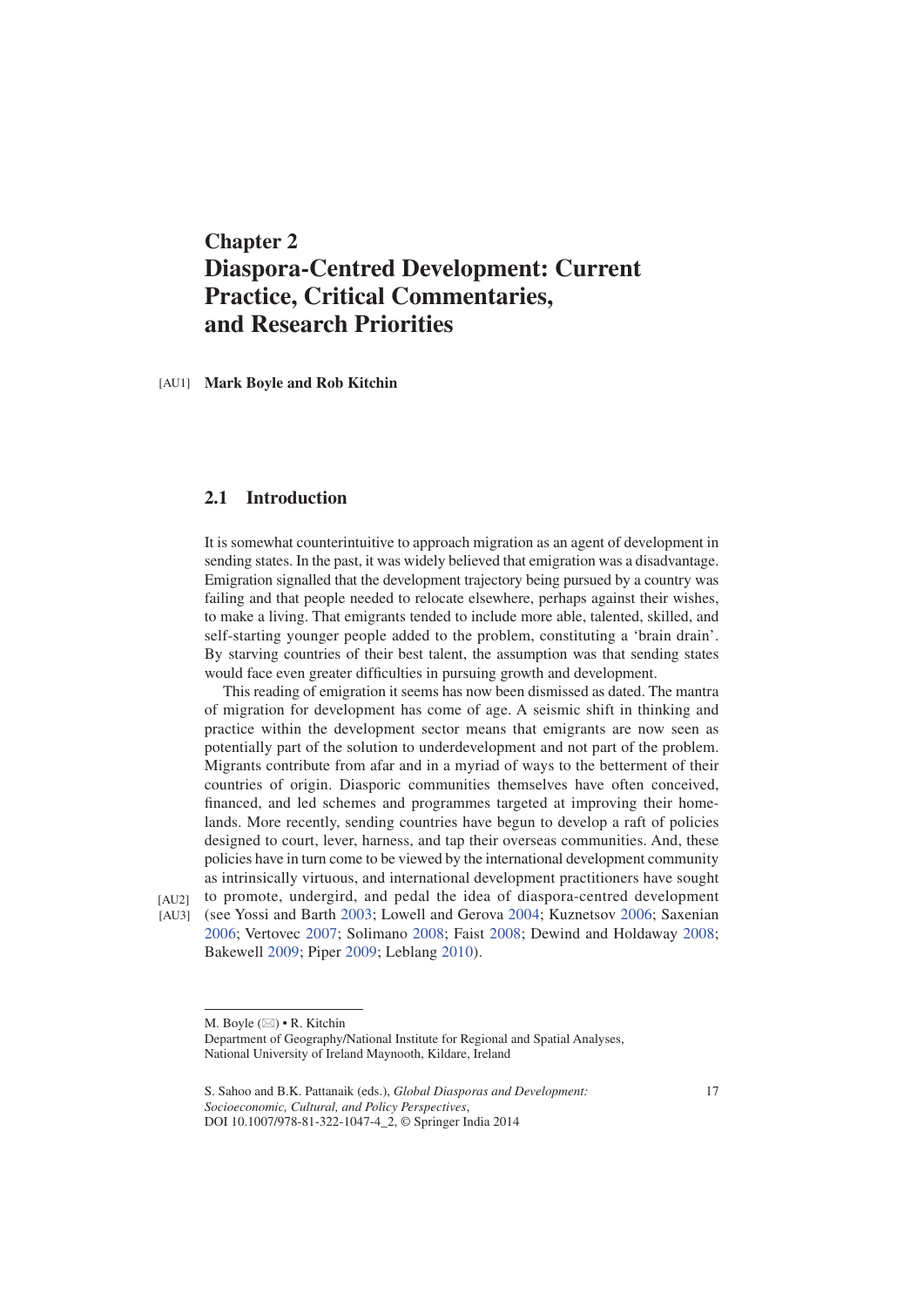# Chapter 2
# Diaspora-Centred Development: Current Practice, Critical Commentaries, and Research Priorities

**Mark Boyle and Rob Kitchin**

## 2.1 Introduction

It is somewhat counterintuitive to approach migration as an agent of development in sending states. In the past, it was widely believed that emigration was a disadvantage. Emigration signalled that the development trajectory being pursued by a country was failing and that people needed to relocate elsewhere, perhaps against their wishes, to make a living. That emigrants tended to include more able, talented, skilled, and self-starting younger people added to the problem, constituting a 'brain drain'. By starving countries of their best talent, the assumption was that sending states would face even greater difficulties in pursuing growth and development.

This reading of emigration it seems has now been dismissed as dated. The mantra of migration for development has come of age. A seismic shift in thinking and practice within the development sector means that emigrants are now seen as potentially part of the solution to underdevelopment and not part of the problem. Migrants contribute from afar and in a myriad of ways to the betterment of their countries of origin. Diasporic communities themselves have often conceived, financed, and led schemes and programmes targeted at improving their homelands. More recently, sending countries have begun to develop a raft of policies designed to court, lever, harness, and tap their overseas communities. And, these policies have in turn come to be viewed by the international development community as intrinsically virtuous, and international development practitioners have sought to promote, undergird, and pedal the idea of diaspora-centred development (see Yossi and Barth 2003; Lowell and Gerova 2004; Kuznetsov 2006; Saxenian 2006; Vertovec 2007; Solimano 2008; Faist 2008; Dewind and Holdaway 2008; Bakewell 2009; Piper 2009; Leblang 2010).

---

M. Boyle (✉) • R. Kitchin
Department of Geography/National Institute for Regional and Spatial Analyses, National University of Ireland Maynooth, Kildare, Ireland

S. Sahoo and B.K. Pattanaik (eds.), *Global Diasporas and Development: Socioeconomic, Cultural, and Policy Perspectives*, DOI 10.1007/978-81-322-1047-4_2, © Springer India 2014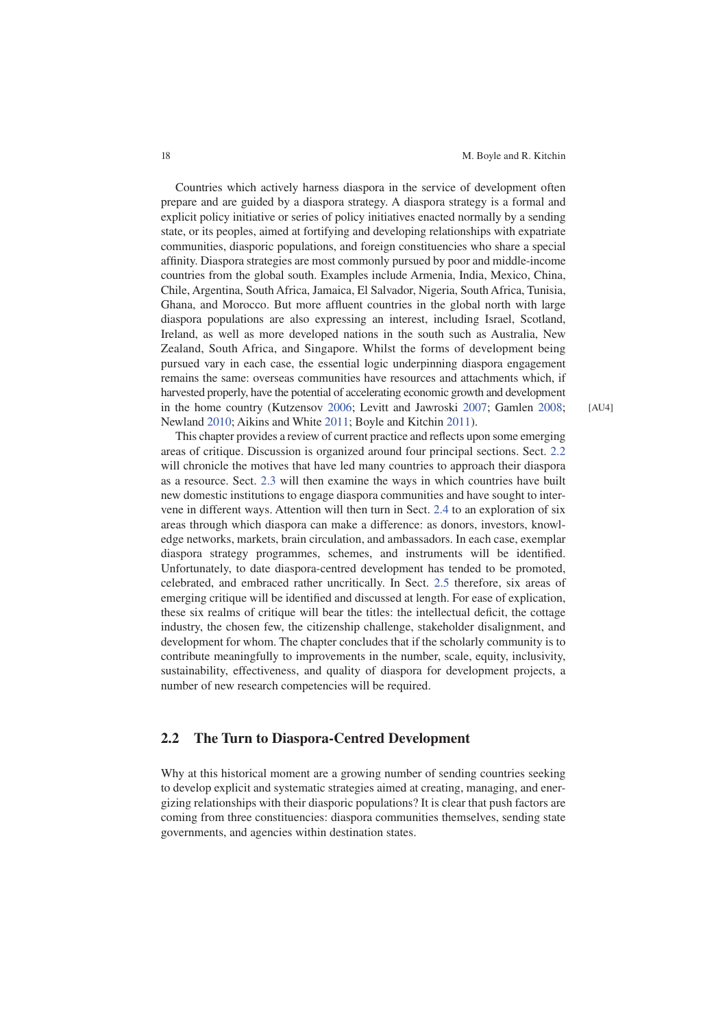Countries which actively harness diaspora in the service of development often prepare and are guided by a diaspora strategy. A diaspora strategy is a formal and explicit policy initiative or series of policy initiatives enacted normally by a sending state, or its peoples, aimed at fortifying and developing relationships with expatriate communities, diasporic populations, and foreign constituencies who share a special affinity. Diaspora strategies are most commonly pursued by poor and middle-income countries from the global south. Examples include Armenia, India, Mexico, China, Chile, Argentina, South Africa, Jamaica, El Salvador, Nigeria, South Africa, Tunisia, Ghana, and Morocco. But more affluent countries in the global north with large diaspora populations are also expressing an interest, including Israel, Scotland, Ireland, as well as more developed nations in the south such as Australia, New Zealand, South Africa, and Singapore. Whilst the forms of development being pursued vary in each case, the essential logic underpinning diaspora engagement remains the same: overseas communities have resources and attachments which, if harvested properly, have the potential of accelerating economic growth and development in the home country (Kutzensov 2006; Levitt and Jawroski 2007; Gamlen 2008; Newland 2010; Aikins and White 2011; Boyle and Kitchin 2011). [AU4]

This chapter provides a review of current practice and reflects upon some emerging areas of critique. Discussion is organized around four principal sections. Sect. 2.2 will chronicle the motives that have led many countries to approach their diaspora as a resource. Sect. 2.3 will then examine the ways in which countries have built new domestic institutions to engage diaspora communities and have sought to intervene in different ways. Attention will then turn in Sect. 2.4 to an exploration of six areas through which diaspora can make a difference: as donors, investors, knowledge networks, markets, brain circulation, and ambassadors. In each case, exemplar diaspora strategy programmes, schemes, and instruments will be identified. Unfortunately, to date diaspora-centred development has tended to be promoted, celebrated, and embraced rather uncritically. In Sect. 2.5 therefore, six areas of emerging critique will be identified and discussed at length. For ease of explication, these six realms of critique will bear the titles: the intellectual deficit, the cottage industry, the chosen few, the citizenship challenge, stakeholder disalignment, and development for whom. The chapter concludes that if the scholarly community is to contribute meaningfully to improvements in the number, scale, equity, inclusivity, sustainability, effectiveness, and quality of diaspora for development projects, a number of new research competencies will be required.

## 2.2 The Turn to Diaspora-Centred Development

Why at this historical moment are a growing number of sending countries seeking to develop explicit and systematic strategies aimed at creating, managing, and energizing relationships with their diasporic populations? It is clear that push factors are coming from three constituencies: diaspora communities themselves, sending state governments, and agencies within destination states.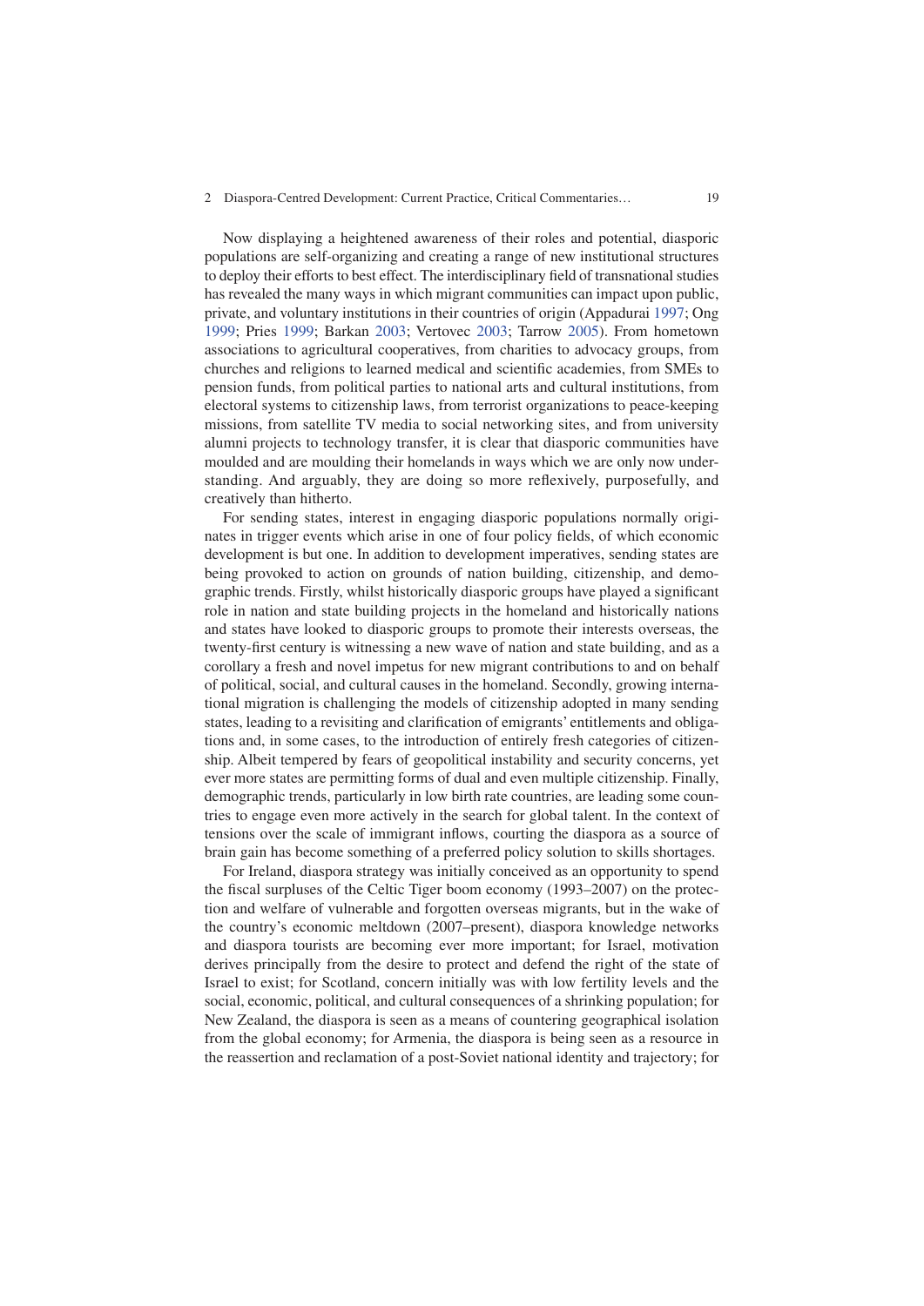Now displaying a heightened awareness of their roles and potential, diasporic populations are self-organizing and creating a range of new institutional structures to deploy their efforts to best effect. The interdisciplinary field of transnational studies has revealed the many ways in which migrant communities can impact upon public, private, and voluntary institutions in their countries of origin (Appadurai 1997; Ong 1999; Pries 1999; Barkan 2003; Vertovec 2003; Tarrow 2005). From hometown associations to agricultural cooperatives, from charities to advocacy groups, from churches and religions to learned medical and scientific academies, from SMEs to pension funds, from political parties to national arts and cultural institutions, from electoral systems to citizenship laws, from terrorist organizations to peace-keeping missions, from satellite TV media to social networking sites, and from university alumni projects to technology transfer, it is clear that diasporic communities have moulded and are moulding their homelands in ways which we are only now understanding. And arguably, they are doing so more reflexively, purposefully, and creatively than hitherto.

For sending states, interest in engaging diasporic populations normally originates in trigger events which arise in one of four policy fields, of which economic development is but one. In addition to development imperatives, sending states are being provoked to action on grounds of nation building, citizenship, and demographic trends. Firstly, whilst historically diasporic groups have played a significant role in nation and state building projects in the homeland and historically nations and states have looked to diasporic groups to promote their interests overseas, the twenty-first century is witnessing a new wave of nation and state building, and as a corollary a fresh and novel impetus for new migrant contributions to and on behalf of political, social, and cultural causes in the homeland. Secondly, growing international migration is challenging the models of citizenship adopted in many sending states, leading to a revisiting and clarification of emigrants' entitlements and obligations and, in some cases, to the introduction of entirely fresh categories of citizenship. Albeit tempered by fears of geopolitical instability and security concerns, yet ever more states are permitting forms of dual and even multiple citizenship. Finally, demographic trends, particularly in low birth rate countries, are leading some countries to engage even more actively in the search for global talent. In the context of tensions over the scale of immigrant inflows, courting the diaspora as a source of brain gain has become something of a preferred policy solution to skills shortages.

For Ireland, diaspora strategy was initially conceived as an opportunity to spend the fiscal surpluses of the Celtic Tiger boom economy (1993–2007) on the protection and welfare of vulnerable and forgotten overseas migrants, but in the wake of the country's economic meltdown (2007–present), diaspora knowledge networks and diaspora tourists are becoming ever more important; for Israel, motivation derives principally from the desire to protect and defend the right of the state of Israel to exist; for Scotland, concern initially was with low fertility levels and the social, economic, political, and cultural consequences of a shrinking population; for New Zealand, the diaspora is seen as a means of countering geographical isolation from the global economy; for Armenia, the diaspora is being seen as a resource in the reassertion and reclamation of a post-Soviet national identity and trajectory; for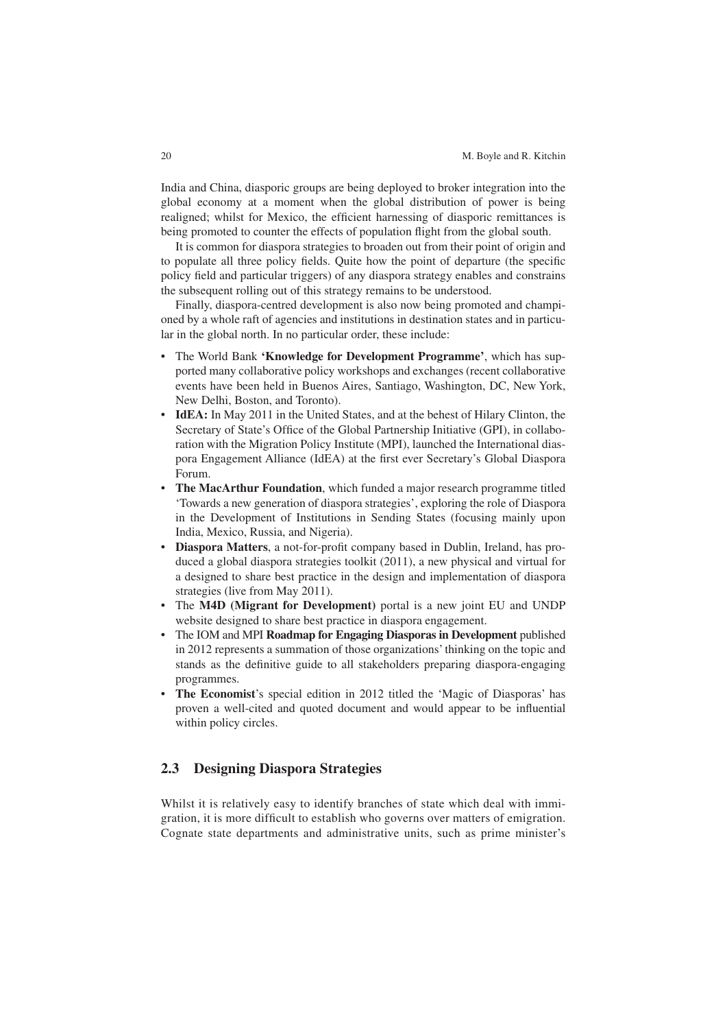India and China, diasporic groups are being deployed to broker integration into the global economy at a moment when the global distribution of power is being realigned; whilst for Mexico, the efficient harnessing of diasporic remittances is being promoted to counter the effects of population flight from the global south.

It is common for diaspora strategies to broaden out from their point of origin and to populate all three policy fields. Quite how the point of departure (the specific policy field and particular triggers) of any diaspora strategy enables and constrains the subsequent rolling out of this strategy remains to be understood.

Finally, diaspora-centred development is also now being promoted and championed by a whole raft of agencies and institutions in destination states and in particular in the global north. In no particular order, these include:

- The World Bank **'Knowledge for Development Programme'**, which has supported many collaborative policy workshops and exchanges (recent collaborative events have been held in Buenos Aires, Santiago, Washington, DC, New York, New Delhi, Boston, and Toronto).
- **IdEA:** In May 2011 in the United States, and at the behest of Hilary Clinton, the Secretary of State's Office of the Global Partnership Initiative (GPI), in collaboration with the Migration Policy Institute (MPI), launched the International diaspora Engagement Alliance (IdEA) at the first ever Secretary's Global Diaspora Forum.
- **The MacArthur Foundation**, which funded a major research programme titled 'Towards a new generation of diaspora strategies', exploring the role of Diaspora in the Development of Institutions in Sending States (focusing mainly upon India, Mexico, Russia, and Nigeria).
- **Diaspora Matters**, a not-for-profit company based in Dublin, Ireland, has produced a global diaspora strategies toolkit (2011), a new physical and virtual for a designed to share best practice in the design and implementation of diaspora strategies (live from May 2011).
- The **M4D (Migrant for Development)** portal is a new joint EU and UNDP website designed to share best practice in diaspora engagement.
- The IOM and MPI **Roadmap for Engaging Diasporas in Development** published in 2012 represents a summation of those organizations' thinking on the topic and stands as the definitive guide to all stakeholders preparing diaspora-engaging programmes.
- **The Economist**'s special edition in 2012 titled the 'Magic of Diasporas' has proven a well-cited and quoted document and would appear to be influential within policy circles.

## 2.3 Designing Diaspora Strategies

Whilst it is relatively easy to identify branches of state which deal with immigration, it is more difficult to establish who governs over matters of emigration. Cognate state departments and administrative units, such as prime minister's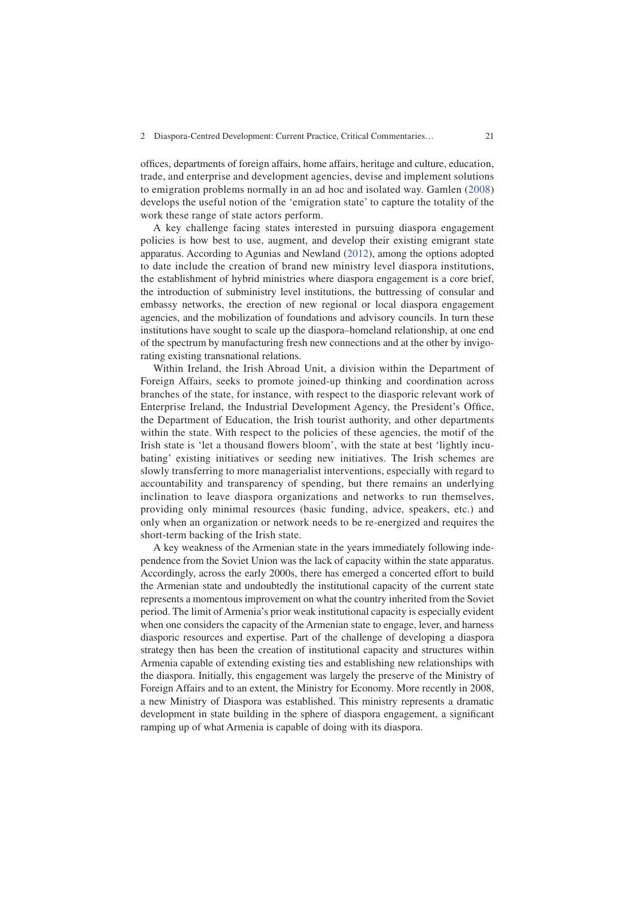offices, departments of foreign affairs, home affairs, heritage and culture, education, trade, and enterprise and development agencies, devise and implement solutions to emigration problems normally in an ad hoc and isolated way. Gamlen (2008) develops the useful notion of the 'emigration state' to capture the totality of the work these range of state actors perform.

A key challenge facing states interested in pursuing diaspora engagement policies is how best to use, augment, and develop their existing emigrant state apparatus. According to Agunias and Newland (2012), among the options adopted to date include the creation of brand new ministry level diaspora institutions, the establishment of hybrid ministries where diaspora engagement is a core brief, the introduction of subministry level institutions, the buttressing of consular and embassy networks, the erection of new regional or local diaspora engagement agencies, and the mobilization of foundations and advisory councils. In turn these institutions have sought to scale up the diaspora–homeland relationship, at one end of the spectrum by manufacturing fresh new connections and at the other by invigorating existing transnational relations.

Within Ireland, the Irish Abroad Unit, a division within the Department of Foreign Affairs, seeks to promote joined-up thinking and coordination across branches of the state, for instance, with respect to the diasporic relevant work of Enterprise Ireland, the Industrial Development Agency, the President's Office, the Department of Education, the Irish tourist authority, and other departments within the state. With respect to the policies of these agencies, the motif of the Irish state is 'let a thousand flowers bloom', with the state at best 'lightly incubating' existing initiatives or seeding new initiatives. The Irish schemes are slowly transferring to more managerialist interventions, especially with regard to accountability and transparency of spending, but there remains an underlying inclination to leave diaspora organizations and networks to run themselves, providing only minimal resources (basic funding, advice, speakers, etc.) and only when an organization or network needs to be re-energized and requires the short-term backing of the Irish state.

A key weakness of the Armenian state in the years immediately following independence from the Soviet Union was the lack of capacity within the state apparatus. Accordingly, across the early 2000s, there has emerged a concerted effort to build the Armenian state and undoubtedly the institutional capacity of the current state represents a momentous improvement on what the country inherited from the Soviet period. The limit of Armenia's prior weak institutional capacity is especially evident when one considers the capacity of the Armenian state to engage, lever, and harness diasporic resources and expertise. Part of the challenge of developing a diaspora strategy then has been the creation of institutional capacity and structures within Armenia capable of extending existing ties and establishing new relationships with the diaspora. Initially, this engagement was largely the preserve of the Ministry of Foreign Affairs and to an extent, the Ministry for Economy. More recently in 2008, a new Ministry of Diaspora was established. This ministry represents a dramatic development in state building in the sphere of diaspora engagement, a significant ramping up of what Armenia is capable of doing with its diaspora.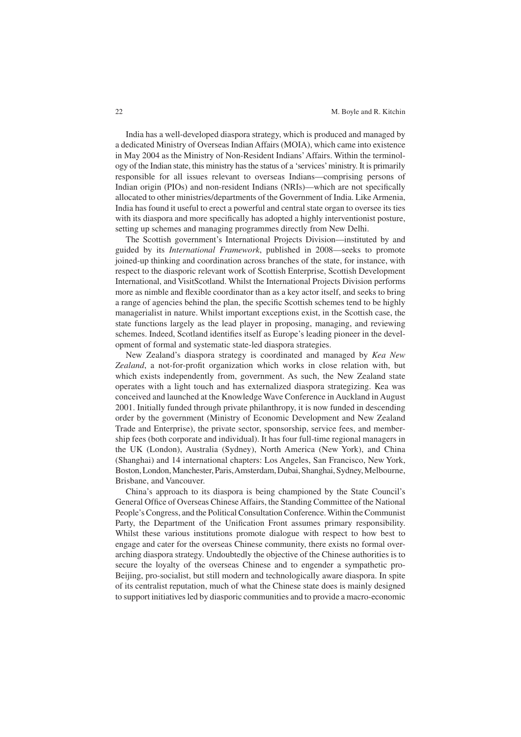India has a well-developed diaspora strategy, which is produced and managed by a dedicated Ministry of Overseas Indian Affairs (MOIA), which came into existence in May 2004 as the Ministry of Non-Resident Indians' Affairs. Within the terminology of the Indian state, this ministry has the status of a 'services' ministry. It is primarily responsible for all issues relevant to overseas Indians—comprising persons of Indian origin (PIOs) and non-resident Indians (NRIs)—which are not specifically allocated to other ministries/departments of the Government of India. Like Armenia, India has found it useful to erect a powerful and central state organ to oversee its ties with its diaspora and more specifically has adopted a highly interventionist posture, setting up schemes and managing programmes directly from New Delhi.

The Scottish government's International Projects Division—instituted by and guided by its *International Framework*, published in 2008—seeks to promote joined-up thinking and coordination across branches of the state, for instance, with respect to the diasporic relevant work of Scottish Enterprise, Scottish Development International, and VisitScotland. Whilst the International Projects Division performs more as nimble and flexible coordinator than as a key actor itself, and seeks to bring a range of agencies behind the plan, the specific Scottish schemes tend to be highly managerialist in nature. Whilst important exceptions exist, in the Scottish case, the state functions largely as the lead player in proposing, managing, and reviewing schemes. Indeed, Scotland identifies itself as Europe's leading pioneer in the development of formal and systematic state-led diaspora strategies.

New Zealand's diaspora strategy is coordinated and managed by *Kea New Zealand*, a not-for-profit organization which works in close relation with, but which exists independently from, government. As such, the New Zealand state operates with a light touch and has externalized diaspora strategizing. Kea was conceived and launched at the Knowledge Wave Conference in Auckland in August 2001. Initially funded through private philanthropy, it is now funded in descending order by the government (Ministry of Economic Development and New Zealand Trade and Enterprise), the private sector, sponsorship, service fees, and membership fees (both corporate and individual). It has four full-time regional managers in the UK (London), Australia (Sydney), North America (New York), and China (Shanghai) and 14 international chapters: Los Angeles, San Francisco, New York, Boston, London, Manchester, Paris, Amsterdam, Dubai, Shanghai, Sydney, Melbourne, Brisbane, and Vancouver.

China's approach to its diaspora is being championed by the State Council's General Office of Overseas Chinese Affairs, the Standing Committee of the National People's Congress, and the Political Consultation Conference. Within the Communist Party, the Department of the Unification Front assumes primary responsibility. Whilst these various institutions promote dialogue with respect to how best to engage and cater for the overseas Chinese community, there exists no formal overarching diaspora strategy. Undoubtedly the objective of the Chinese authorities is to secure the loyalty of the overseas Chinese and to engender a sympathetic pro-Beijing, pro-socialist, but still modern and technologically aware diaspora. In spite of its centralist reputation, much of what the Chinese state does is mainly designed to support initiatives led by diasporic communities and to provide a macro-economic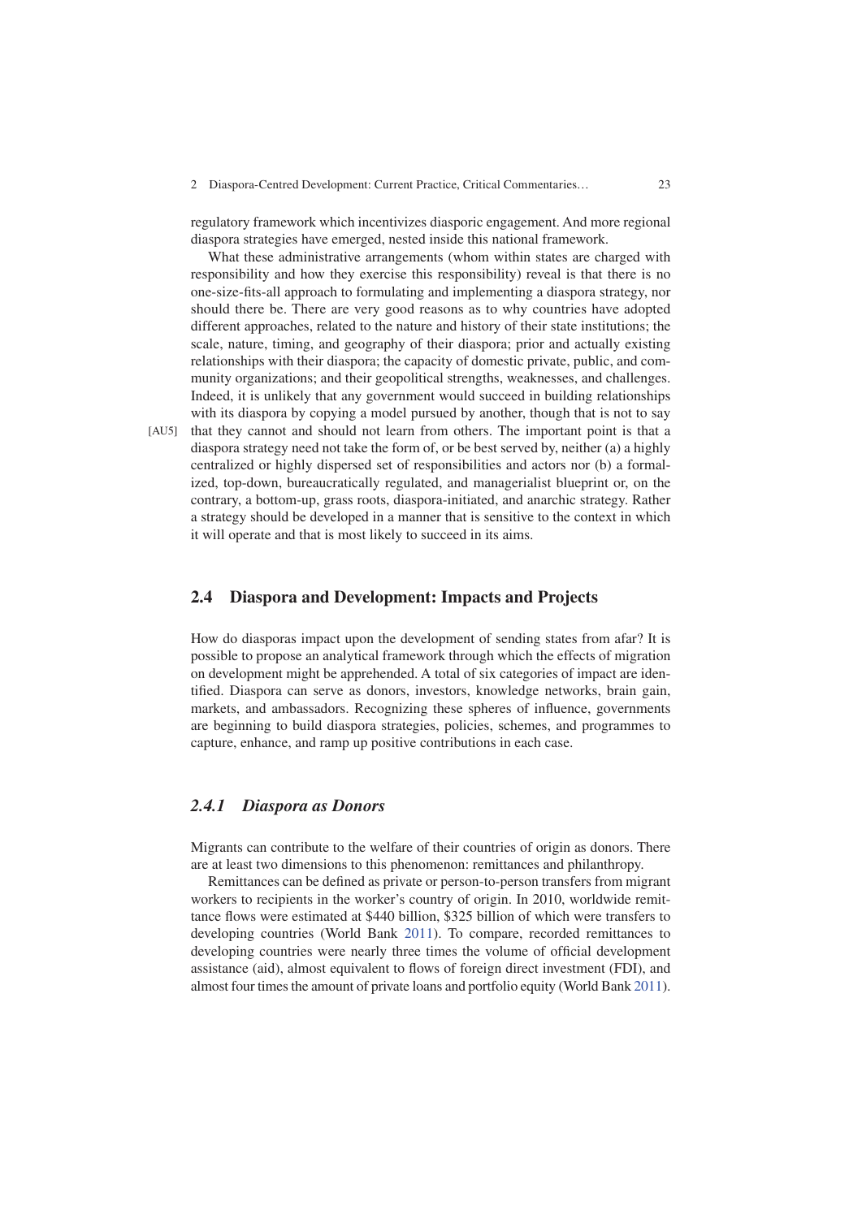regulatory framework which incentivizes diasporic engagement. And more regional diaspora strategies have emerged, nested inside this national framework.

What these administrative arrangements (whom within states are charged with responsibility and how they exercise this responsibility) reveal is that there is no one-size-fits-all approach to formulating and implementing a diaspora strategy, nor should there be. There are very good reasons as to why countries have adopted different approaches, related to the nature and history of their state institutions; the scale, nature, timing, and geography of their diaspora; prior and actually existing relationships with their diaspora; the capacity of domestic private, public, and community organizations; and their geopolitical strengths, weaknesses, and challenges. Indeed, it is unlikely that any government would succeed in building relationships with its diaspora by copying a model pursued by another, though that is not to say that they cannot and should not learn from others. The important point is that a diaspora strategy need not take the form of, or be best served by, neither (a) a highly centralized or highly dispersed set of responsibilities and actors nor (b) a formalized, top-down, bureaucratically regulated, and managerialist blueprint or, on the contrary, a bottom-up, grass roots, diaspora-initiated, and anarchic strategy. Rather a strategy should be developed in a manner that is sensitive to the context in which it will operate and that is most likely to succeed in its aims.

## 2.4 Diaspora and Development: Impacts and Projects

How do diasporas impact upon the development of sending states from afar? It is possible to propose an analytical framework through which the effects of migration on development might be apprehended. A total of six categories of impact are identified. Diaspora can serve as donors, investors, knowledge networks, brain gain, markets, and ambassadors. Recognizing these spheres of influence, governments are beginning to build diaspora strategies, policies, schemes, and programmes to capture, enhance, and ramp up positive contributions in each case.

### *2.4.1 Diaspora as Donors*

Migrants can contribute to the welfare of their countries of origin as donors. There are at least two dimensions to this phenomenon: remittances and philanthropy.

Remittances can be defined as private or person-to-person transfers from migrant workers to recipients in the worker's country of origin. In 2010, worldwide remittance flows were estimated at $440 billion, $325 billion of which were transfers to developing countries (World Bank 2011). To compare, recorded remittances to developing countries were nearly three times the volume of official development assistance (aid), almost equivalent to flows of foreign direct investment (FDI), and almost four times the amount of private loans and portfolio equity (World Bank 2011).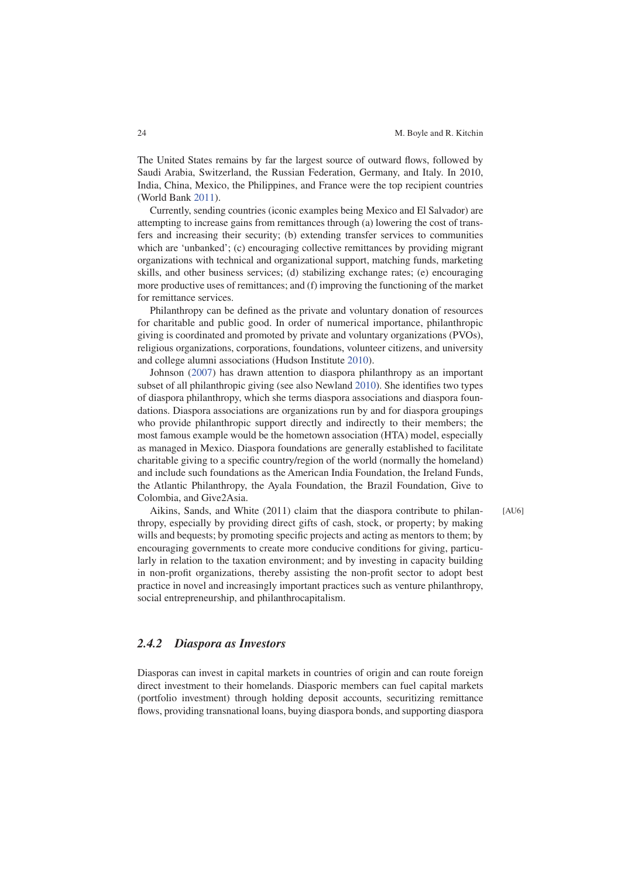The United States remains by far the largest source of outward flows, followed by Saudi Arabia, Switzerland, the Russian Federation, Germany, and Italy. In 2010, India, China, Mexico, the Philippines, and France were the top recipient countries (World Bank 2011).

Currently, sending countries (iconic examples being Mexico and El Salvador) are attempting to increase gains from remittances through (a) lowering the cost of transfers and increasing their security; (b) extending transfer services to communities which are 'unbanked'; (c) encouraging collective remittances by providing migrant organizations with technical and organizational support, matching funds, marketing skills, and other business services; (d) stabilizing exchange rates; (e) encouraging more productive uses of remittances; and (f) improving the functioning of the market for remittance services.

Philanthropy can be defined as the private and voluntary donation of resources for charitable and public good. In order of numerical importance, philanthropic giving is coordinated and promoted by private and voluntary organizations (PVOs), religious organizations, corporations, foundations, volunteer citizens, and university and college alumni associations (Hudson Institute 2010).

Johnson (2007) has drawn attention to diaspora philanthropy as an important subset of all philanthropic giving (see also Newland 2010). She identifies two types of diaspora philanthropy, which she terms diaspora associations and diaspora foundations. Diaspora associations are organizations run by and for diaspora groupings who provide philanthropic support directly and indirectly to their members; the most famous example would be the hometown association (HTA) model, especially as managed in Mexico. Diaspora foundations are generally established to facilitate charitable giving to a specific country/region of the world (normally the homeland) and include such foundations as the American India Foundation, the Ireland Funds, the Atlantic Philanthropy, the Ayala Foundation, the Brazil Foundation, Give to Colombia, and Give2Asia.

Aikins, Sands, and White (2011) claim that the diaspora contribute to philanthropy, especially by providing direct gifts of cash, stock, or property; by making wills and bequests; by promoting specific projects and acting as mentors to them; by encouraging governments to create more conducive conditions for giving, particularly in relation to the taxation environment; and by investing in capacity building in non-profit organizations, thereby assisting the non-profit sector to adopt best practice in novel and increasingly important practices such as venture philanthropy, social entrepreneurship, and philanthrocapitalism. [AU6]

### *2.4.2 Diaspora as Investors*

Diasporas can invest in capital markets in countries of origin and can route foreign direct investment to their homelands. Diasporic members can fuel capital markets (portfolio investment) through holding deposit accounts, securitizing remittance flows, providing transnational loans, buying diaspora bonds, and supporting diaspora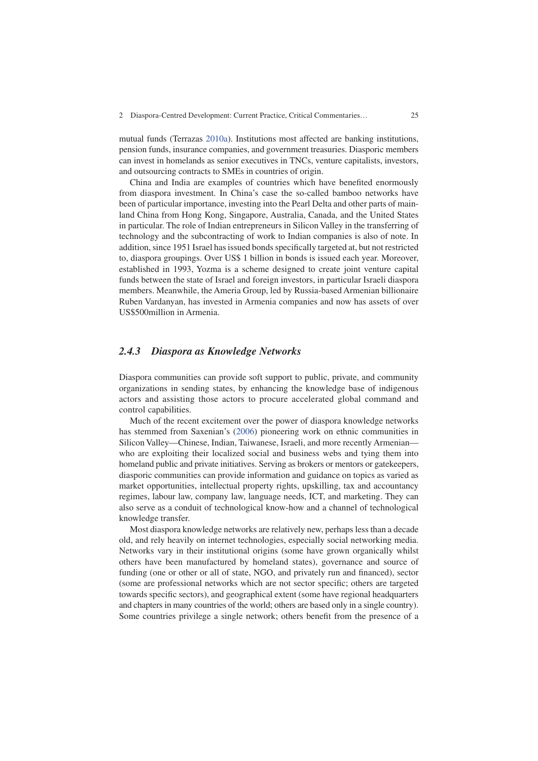mutual funds (Terrazas 2010a). Institutions most affected are banking institutions, pension funds, insurance companies, and government treasuries. Diasporic members can invest in homelands as senior executives in TNCs, venture capitalists, investors, and outsourcing contracts to SMEs in countries of origin.

China and India are examples of countries which have benefited enormously from diaspora investment. In China's case the so-called bamboo networks have been of particular importance, investing into the Pearl Delta and other parts of mainland China from Hong Kong, Singapore, Australia, Canada, and the United States in particular. The role of Indian entrepreneurs in Silicon Valley in the transferring of technology and the subcontracting of work to Indian companies is also of note. In addition, since 1951 Israel has issued bonds specifically targeted at, but not restricted to, diaspora groupings. Over US$ 1 billion in bonds is issued each year. Moreover, established in 1993, Yozma is a scheme designed to create joint venture capital funds between the state of Israel and foreign investors, in particular Israeli diaspora members. Meanwhile, the Ameria Group, led by Russia-based Armenian billionaire Ruben Vardanyan, has invested in Armenia companies and now has assets of over US$500million in Armenia.

### *2.4.3 Diaspora as Knowledge Networks*

Diaspora communities can provide soft support to public, private, and community organizations in sending states, by enhancing the knowledge base of indigenous actors and assisting those actors to procure accelerated global command and control capabilities.

Much of the recent excitement over the power of diaspora knowledge networks has stemmed from Saxenian's (2006) pioneering work on ethnic communities in Silicon Valley—Chinese, Indian, Taiwanese, Israeli, and more recently Armenian—who are exploiting their localized social and business webs and tying them into homeland public and private initiatives. Serving as brokers or mentors or gatekeepers, diasporic communities can provide information and guidance on topics as varied as market opportunities, intellectual property rights, upskilling, tax and accountancy regimes, labour law, company law, language needs, ICT, and marketing. They can also serve as a conduit of technological know-how and a channel of technological knowledge transfer.

Most diaspora knowledge networks are relatively new, perhaps less than a decade old, and rely heavily on internet technologies, especially social networking media. Networks vary in their institutional origins (some have grown organically whilst others have been manufactured by homeland states), governance and source of funding (one or other or all of state, NGO, and privately run and financed), sector (some are professional networks which are not sector specific; others are targeted towards specific sectors), and geographical extent (some have regional headquarters and chapters in many countries of the world; others are based only in a single country). Some countries privilege a single network; others benefit from the presence of a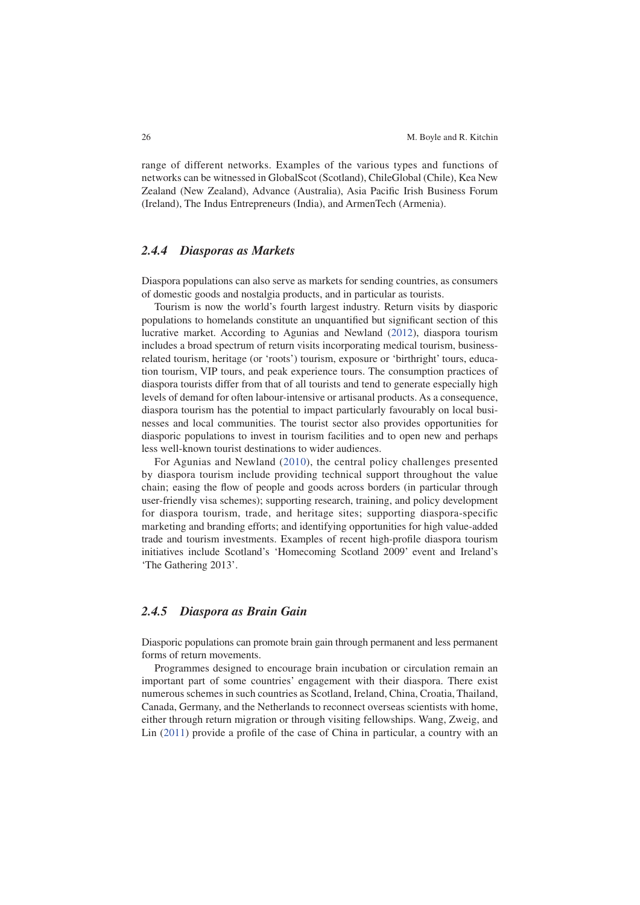range of different networks. Examples of the various types and functions of networks can be witnessed in GlobalScot (Scotland), ChileGlobal (Chile), Kea New Zealand (New Zealand), Advance (Australia), Asia Pacific Irish Business Forum (Ireland), The Indus Entrepreneurs (India), and ArmenTech (Armenia).

### *2.4.4 Diasporas as Markets*

Diaspora populations can also serve as markets for sending countries, as consumers of domestic goods and nostalgia products, and in particular as tourists.

Tourism is now the world's fourth largest industry. Return visits by diasporic populations to homelands constitute an unquantified but significant section of this lucrative market. According to Agunias and Newland (2012), diaspora tourism includes a broad spectrum of return visits incorporating medical tourism, business-related tourism, heritage (or 'roots') tourism, exposure or 'birthright' tours, education tourism, VIP tours, and peak experience tours. The consumption practices of diaspora tourists differ from that of all tourists and tend to generate especially high levels of demand for often labour-intensive or artisanal products. As a consequence, diaspora tourism has the potential to impact particularly favourably on local businesses and local communities. The tourist sector also provides opportunities for diasporic populations to invest in tourism facilities and to open new and perhaps less well-known tourist destinations to wider audiences.

For Agunias and Newland (2010), the central policy challenges presented by diaspora tourism include providing technical support throughout the value chain; easing the flow of people and goods across borders (in particular through user-friendly visa schemes); supporting research, training, and policy development for diaspora tourism, trade, and heritage sites; supporting diaspora-specific marketing and branding efforts; and identifying opportunities for high value-added trade and tourism investments. Examples of recent high-profile diaspora tourism initiatives include Scotland's 'Homecoming Scotland 2009' event and Ireland's 'The Gathering 2013'.

### *2.4.5 Diaspora as Brain Gain*

Diasporic populations can promote brain gain through permanent and less permanent forms of return movements.

Programmes designed to encourage brain incubation or circulation remain an important part of some countries' engagement with their diaspora. There exist numerous schemes in such countries as Scotland, Ireland, China, Croatia, Thailand, Canada, Germany, and the Netherlands to reconnect overseas scientists with home, either through return migration or through visiting fellowships. Wang, Zweig, and Lin (2011) provide a profile of the case of China in particular, a country with an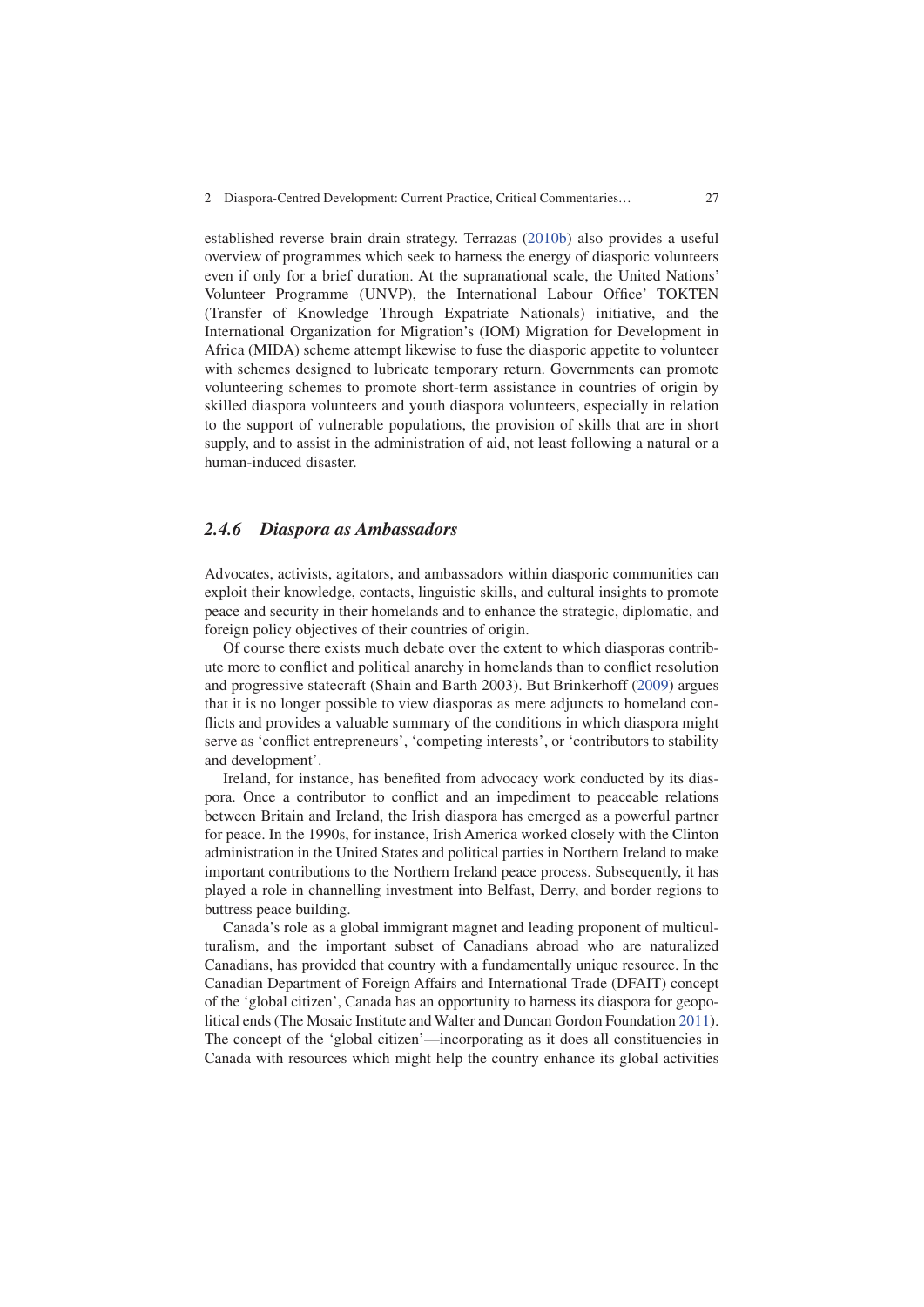established reverse brain drain strategy. Terrazas (2010b) also provides a useful overview of programmes which seek to harness the energy of diasporic volunteers even if only for a brief duration. At the supranational scale, the United Nations' Volunteer Programme (UNVP), the International Labour Office' TOKTEN (Transfer of Knowledge Through Expatriate Nationals) initiative, and the International Organization for Migration's (IOM) Migration for Development in Africa (MIDA) scheme attempt likewise to fuse the diasporic appetite to volunteer with schemes designed to lubricate temporary return. Governments can promote volunteering schemes to promote short-term assistance in countries of origin by skilled diaspora volunteers and youth diaspora volunteers, especially in relation to the support of vulnerable populations, the provision of skills that are in short supply, and to assist in the administration of aid, not least following a natural or a human-induced disaster.

### *2.4.6 Diaspora as Ambassadors*

Advocates, activists, agitators, and ambassadors within diasporic communities can exploit their knowledge, contacts, linguistic skills, and cultural insights to promote peace and security in their homelands and to enhance the strategic, diplomatic, and foreign policy objectives of their countries of origin.

Of course there exists much debate over the extent to which diasporas contribute more to conflict and political anarchy in homelands than to conflict resolution and progressive statecraft (Shain and Barth 2003). But Brinkerhoff (2009) argues that it is no longer possible to view diasporas as mere adjuncts to homeland conflicts and provides a valuable summary of the conditions in which diaspora might serve as 'conflict entrepreneurs', 'competing interests', or 'contributors to stability and development'.

Ireland, for instance, has benefited from advocacy work conducted by its diaspora. Once a contributor to conflict and an impediment to peaceable relations between Britain and Ireland, the Irish diaspora has emerged as a powerful partner for peace. In the 1990s, for instance, Irish America worked closely with the Clinton administration in the United States and political parties in Northern Ireland to make important contributions to the Northern Ireland peace process. Subsequently, it has played a role in channelling investment into Belfast, Derry, and border regions to buttress peace building.

Canada's role as a global immigrant magnet and leading proponent of multiculturalism, and the important subset of Canadians abroad who are naturalized Canadians, has provided that country with a fundamentally unique resource. In the Canadian Department of Foreign Affairs and International Trade (DFAIT) concept of the 'global citizen', Canada has an opportunity to harness its diaspora for geopolitical ends (The Mosaic Institute and Walter and Duncan Gordon Foundation 2011). The concept of the 'global citizen'—incorporating as it does all constituencies in Canada with resources which might help the country enhance its global activities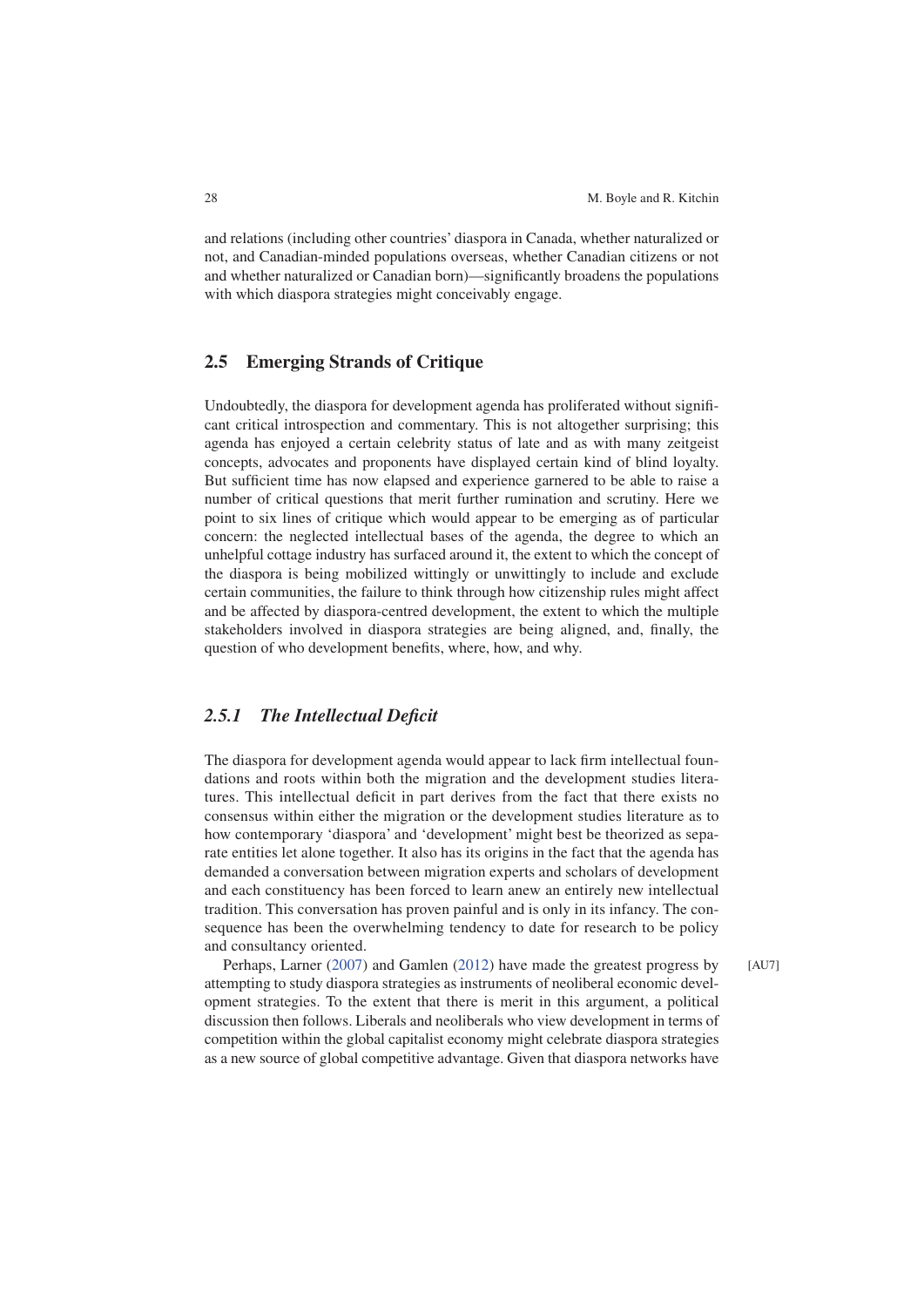and relations (including other countries' diaspora in Canada, whether naturalized or not, and Canadian-minded populations overseas, whether Canadian citizens or not and whether naturalized or Canadian born)—significantly broadens the populations with which diaspora strategies might conceivably engage.

## 2.5 Emerging Strands of Critique

Undoubtedly, the diaspora for development agenda has proliferated without significant critical introspection and commentary. This is not altogether surprising; this agenda has enjoyed a certain celebrity status of late and as with many zeitgeist concepts, advocates and proponents have displayed certain kind of blind loyalty. But sufficient time has now elapsed and experience garnered to be able to raise a number of critical questions that merit further rumination and scrutiny. Here we point to six lines of critique which would appear to be emerging as of particular concern: the neglected intellectual bases of the agenda, the degree to which an unhelpful cottage industry has surfaced around it, the extent to which the concept of the diaspora is being mobilized wittingly or unwittingly to include and exclude certain communities, the failure to think through how citizenship rules might affect and be affected by diaspora-centred development, the extent to which the multiple stakeholders involved in diaspora strategies are being aligned, and, finally, the question of who development benefits, where, how, and why.

### *2.5.1 The Intellectual Deficit*

The diaspora for development agenda would appear to lack firm intellectual foundations and roots within both the migration and the development studies literatures. This intellectual deficit in part derives from the fact that there exists no consensus within either the migration or the development studies literature as to how contemporary 'diaspora' and 'development' might best be theorized as separate entities let alone together. It also has its origins in the fact that the agenda has demanded a conversation between migration experts and scholars of development and each constituency has been forced to learn anew an entirely new intellectual tradition. This conversation has proven painful and is only in its infancy. The consequence has been the overwhelming tendency to date for research to be policy and consultancy oriented.

Perhaps, Larner (2007) and Gamlen (2012) have made the greatest progress by attempting to study diaspora strategies as instruments of neoliberal economic development strategies. To the extent that there is merit in this argument, a political discussion then follows. Liberals and neoliberals who view development in terms of competition within the global capitalist economy might celebrate diaspora strategies as a new source of global competitive advantage. Given that diaspora networks have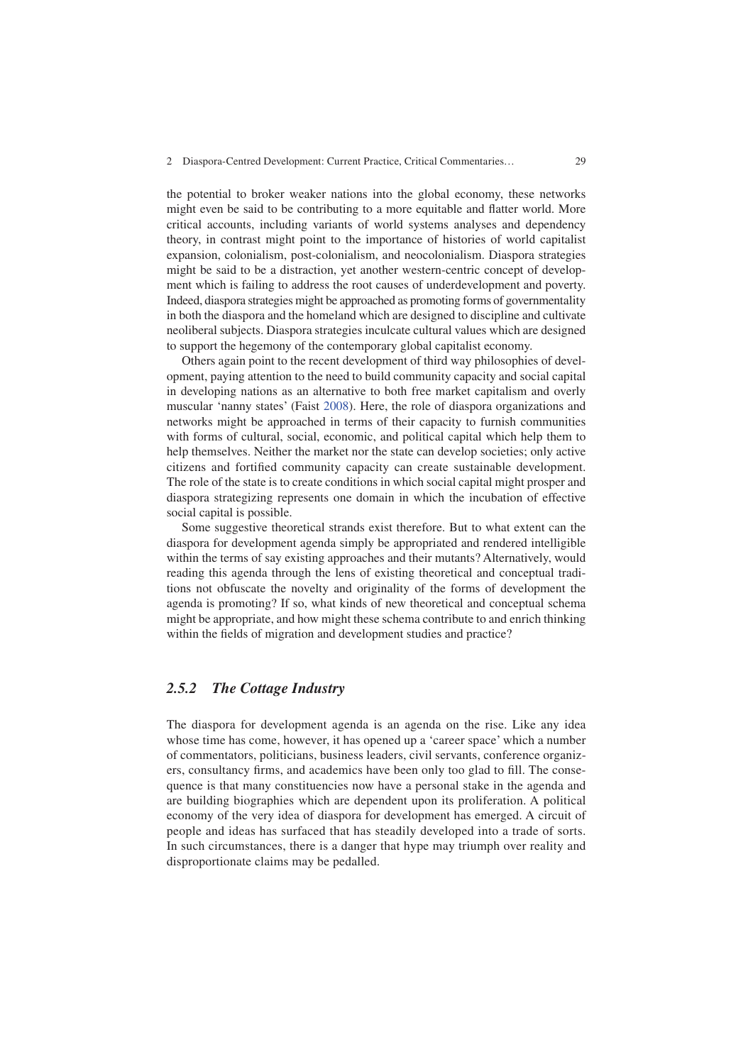the potential to broker weaker nations into the global economy, these networks might even be said to be contributing to a more equitable and flatter world. More critical accounts, including variants of world systems analyses and dependency theory, in contrast might point to the importance of histories of world capitalist expansion, colonialism, post-colonialism, and neocolonialism. Diaspora strategies might be said to be a distraction, yet another western-centric concept of development which is failing to address the root causes of underdevelopment and poverty. Indeed, diaspora strategies might be approached as promoting forms of governmentality in both the diaspora and the homeland which are designed to discipline and cultivate neoliberal subjects. Diaspora strategies inculcate cultural values which are designed to support the hegemony of the contemporary global capitalist economy.

Others again point to the recent development of third way philosophies of development, paying attention to the need to build community capacity and social capital in developing nations as an alternative to both free market capitalism and overly muscular 'nanny states' (Faist 2008). Here, the role of diaspora organizations and networks might be approached in terms of their capacity to furnish communities with forms of cultural, social, economic, and political capital which help them to help themselves. Neither the market nor the state can develop societies; only active citizens and fortified community capacity can create sustainable development. The role of the state is to create conditions in which social capital might prosper and diaspora strategizing represents one domain in which the incubation of effective social capital is possible.

Some suggestive theoretical strands exist therefore. But to what extent can the diaspora for development agenda simply be appropriated and rendered intelligible within the terms of say existing approaches and their mutants? Alternatively, would reading this agenda through the lens of existing theoretical and conceptual traditions not obfuscate the novelty and originality of the forms of development the agenda is promoting? If so, what kinds of new theoretical and conceptual schema might be appropriate, and how might these schema contribute to and enrich thinking within the fields of migration and development studies and practice?

### *2.5.2 The Cottage Industry*

The diaspora for development agenda is an agenda on the rise. Like any idea whose time has come, however, it has opened up a 'career space' which a number of commentators, politicians, business leaders, civil servants, conference organizers, consultancy firms, and academics have been only too glad to fill. The consequence is that many constituencies now have a personal stake in the agenda and are building biographies which are dependent upon its proliferation. A political economy of the very idea of diaspora for development has emerged. A circuit of people and ideas has surfaced that has steadily developed into a trade of sorts. In such circumstances, there is a danger that hype may triumph over reality and disproportionate claims may be pedalled.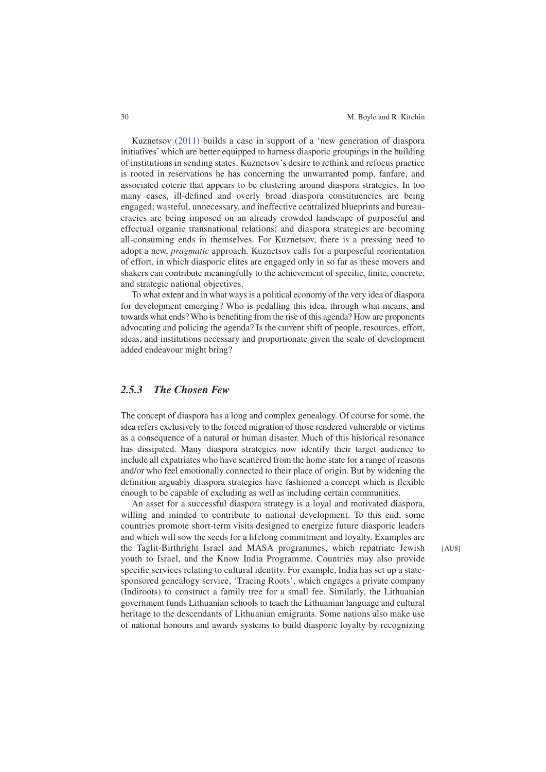Kuznetsov (2011) builds a case in support of a 'new generation of diaspora initiatives' which are better equipped to harness diasporic groupings in the building of institutions in sending states. Kuznetsov's desire to rethink and refocus practice is rooted in reservations he has concerning the unwarranted pomp, fanfare, and associated coterie that appears to be clustering around diaspora strategies. In too many cases, ill-defined and overly broad diaspora constituencies are being engaged; wasteful, unnecessary, and ineffective centralized blueprints and bureaucracies are being imposed on an already crowded landscape of purposeful and effectual organic transnational relations; and diaspora strategies are becoming all-consuming ends in themselves. For Kuznetsov, there is a pressing need to adopt a new, *pragmatic* approach. Kuznetsov calls for a purposeful reorientation of effort, in which diasporic elites are engaged only in so far as these movers and shakers can contribute meaningfully to the achievement of specific, finite, concrete, and strategic national objectives.

To what extent and in what ways is a political economy of the very idea of diaspora for development emerging? Who is pedalling this idea, through what means, and towards what ends? Who is benefiting from the rise of this agenda? How are proponents advocating and policing the agenda? Is the current shift of people, resources, effort, ideas, and institutions necessary and proportionate given the scale of development added endeavour might bring?

### *2.5.3 The Chosen Few*

The concept of diaspora has a long and complex genealogy. Of course for some, the idea refers exclusively to the forced migration of those rendered vulnerable or victims as a consequence of a natural or human disaster. Much of this historical resonance has dissipated. Many diaspora strategies now identify their target audience to include all expatriates who have scattered from the home state for a range of reasons and/or who feel emotionally connected to their place of origin. But by widening the definition arguably diaspora strategies have fashioned a concept which is flexible enough to be capable of excluding as well as including certain communities.

An asset for a successful diaspora strategy is a loyal and motivated diaspora, willing and minded to contribute to national development. To this end, some countries promote short-term visits designed to energize future diasporic leaders and which will sow the seeds for a lifelong commitment and loyalty. Examples are the Taglit-Birthright Israel and MASA programmes, which repatriate Jewish youth to Israel, and the Know India Programme. [AU8] Countries may also provide specific services relating to cultural identity. For example, India has set up a state-sponsored genealogy service, 'Tracing Roots', which engages a private company (Indiroots) to construct a family tree for a small fee. Similarly, the Lithuanian government funds Lithuanian schools to teach the Lithuanian language and cultural heritage to the descendants of Lithuanian emigrants. Some nations also make use of national honours and awards systems to build diasporic loyalty by recognizing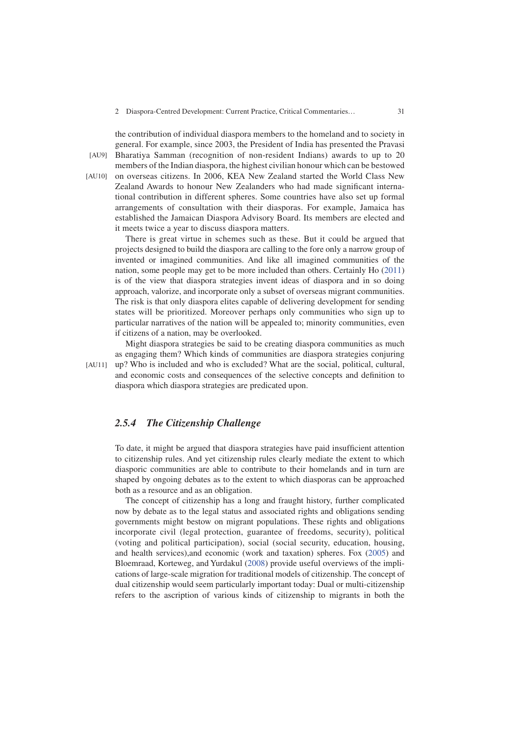the contribution of individual diaspora members to the homeland and to society in general. For example, since 2003, the President of India has presented the Pravasi Bharatiya Samman (recognition of non-resident Indians) awards to up to 20 members of the Indian diaspora, the highest civilian honour which can be bestowed on overseas citizens. In 2006, KEA New Zealand started the World Class New Zealand Awards to honour New Zealanders who had made significant international contribution in different spheres. Some countries have also set up formal arrangements of consultation with their diasporas. For example, Jamaica has established the Jamaican Diaspora Advisory Board. Its members are elected and it meets twice a year to discuss diaspora matters.

There is great virtue in schemes such as these. But it could be argued that projects designed to build the diaspora are calling to the fore only a narrow group of invented or imagined communities. And like all imagined communities of the nation, some people may get to be more included than others. Certainly Ho (2011) is of the view that diaspora strategies invent ideas of diaspora and in so doing approach, valorize, and incorporate only a subset of overseas migrant communities. The risk is that only diaspora elites capable of delivering development for sending states will be prioritized. Moreover perhaps only communities who sign up to particular narratives of the nation will be appealed to; minority communities, even if citizens of a nation, may be overlooked.

Might diaspora strategies be said to be creating diaspora communities as much as engaging them? Which kinds of communities are diaspora strategies conjuring up? Who is included and who is excluded? What are the social, political, cultural, and economic costs and consequences of the selective concepts and definition to diaspora which diaspora strategies are predicated upon.

### *2.5.4 The Citizenship Challenge*

To date, it might be argued that diaspora strategies have paid insufficient attention to citizenship rules. And yet citizenship rules clearly mediate the extent to which diasporic communities are able to contribute to their homelands and in turn are shaped by ongoing debates as to the extent to which diasporas can be approached both as a resource and as an obligation.

The concept of citizenship has a long and fraught history, further complicated now by debate as to the legal status and associated rights and obligations sending governments might bestow on migrant populations. These rights and obligations incorporate civil (legal protection, guarantee of freedoms, security), political (voting and political participation), social (social security, education, housing, and health services),and economic (work and taxation) spheres. Fox (2005) and Bloemraad, Korteweg, and Yurdakul (2008) provide useful overviews of the implications of large-scale migration for traditional models of citizenship. The concept of dual citizenship would seem particularly important today: Dual or multi-citizenship refers to the ascription of various kinds of citizenship to migrants in both the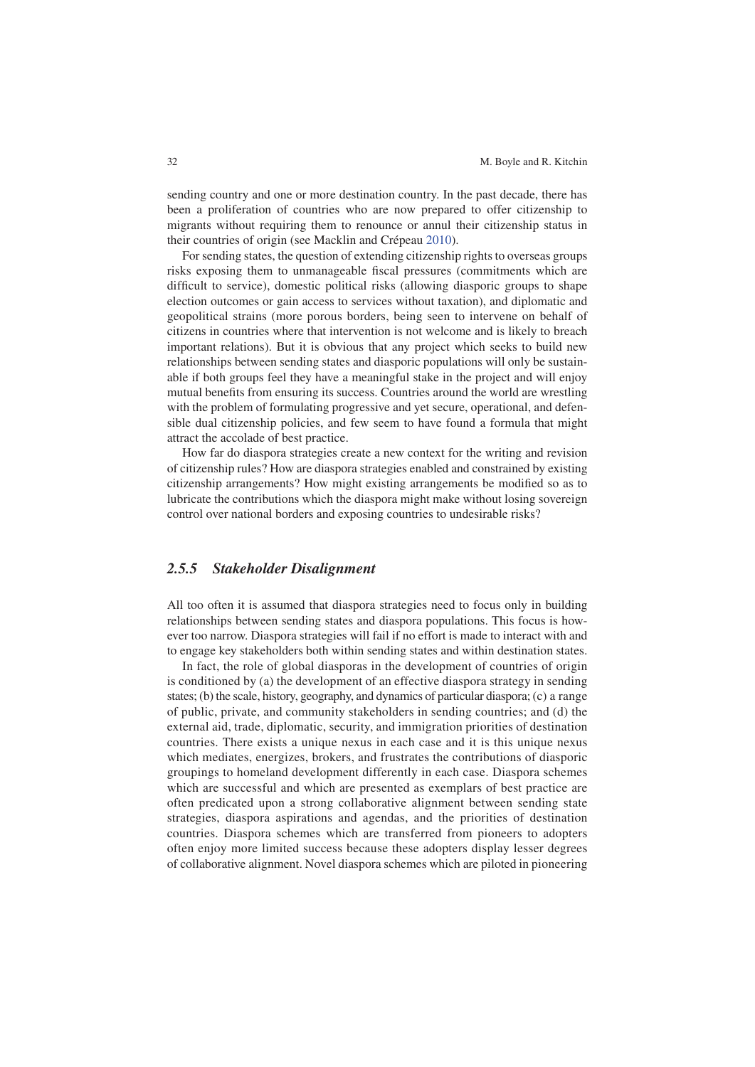sending country and one or more destination country. In the past decade, there has been a proliferation of countries who are now prepared to offer citizenship to migrants without requiring them to renounce or annul their citizenship status in their countries of origin (see Macklin and Crépeau 2010).

For sending states, the question of extending citizenship rights to overseas groups risks exposing them to unmanageable fiscal pressures (commitments which are difficult to service), domestic political risks (allowing diasporic groups to shape election outcomes or gain access to services without taxation), and diplomatic and geopolitical strains (more porous borders, being seen to intervene on behalf of citizens in countries where that intervention is not welcome and is likely to breach important relations). But it is obvious that any project which seeks to build new relationships between sending states and diasporic populations will only be sustainable if both groups feel they have a meaningful stake in the project and will enjoy mutual benefits from ensuring its success. Countries around the world are wrestling with the problem of formulating progressive and yet secure, operational, and defensible dual citizenship policies, and few seem to have found a formula that might attract the accolade of best practice.

How far do diaspora strategies create a new context for the writing and revision of citizenship rules? How are diaspora strategies enabled and constrained by existing citizenship arrangements? How might existing arrangements be modified so as to lubricate the contributions which the diaspora might make without losing sovereign control over national borders and exposing countries to undesirable risks?

### *2.5.5 Stakeholder Disalignment*

All too often it is assumed that diaspora strategies need to focus only in building relationships between sending states and diaspora populations. This focus is however too narrow. Diaspora strategies will fail if no effort is made to interact with and to engage key stakeholders both within sending states and within destination states.

In fact, the role of global diasporas in the development of countries of origin is conditioned by (a) the development of an effective diaspora strategy in sending states; (b) the scale, history, geography, and dynamics of particular diaspora; (c) a range of public, private, and community stakeholders in sending countries; and (d) the external aid, trade, diplomatic, security, and immigration priorities of destination countries. There exists a unique nexus in each case and it is this unique nexus which mediates, energizes, brokers, and frustrates the contributions of diasporic groupings to homeland development differently in each case. Diaspora schemes which are successful and which are presented as exemplars of best practice are often predicated upon a strong collaborative alignment between sending state strategies, diaspora aspirations and agendas, and the priorities of destination countries. Diaspora schemes which are transferred from pioneers to adopters often enjoy more limited success because these adopters display lesser degrees of collaborative alignment. Novel diaspora schemes which are piloted in pioneering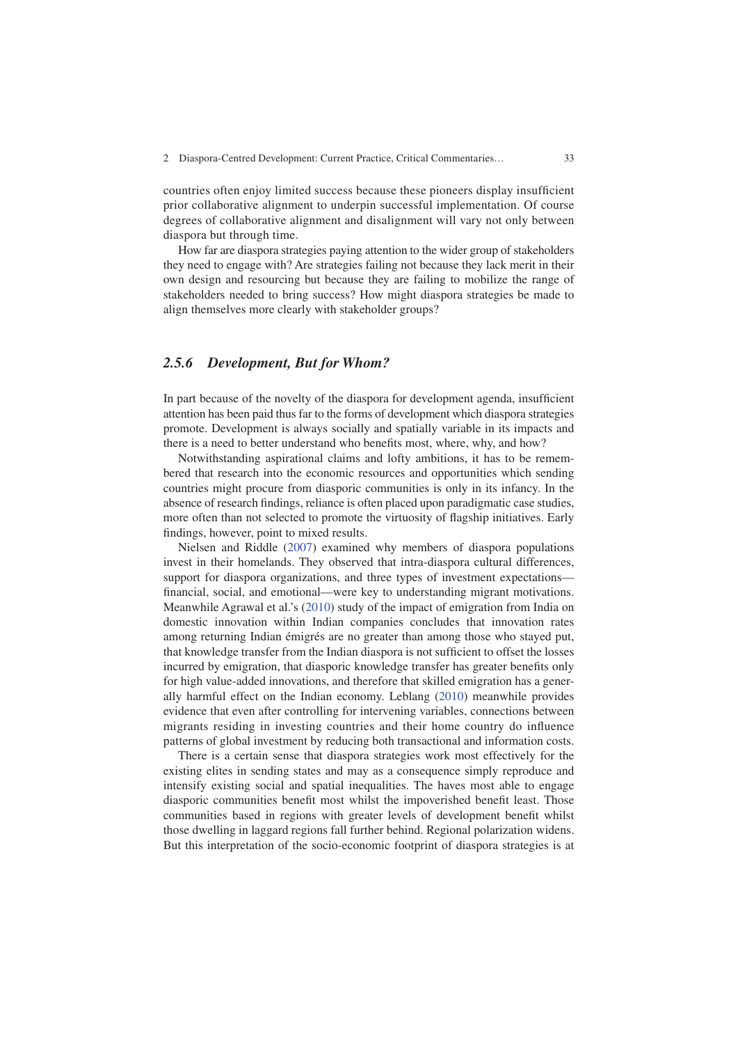countries often enjoy limited success because these pioneers display insufficient prior collaborative alignment to underpin successful implementation. Of course degrees of collaborative alignment and disalignment will vary not only between diaspora but through time.

How far are diaspora strategies paying attention to the wider group of stakeholders they need to engage with? Are strategies failing not because they lack merit in their own design and resourcing but because they are failing to mobilize the range of stakeholders needed to bring success? How might diaspora strategies be made to align themselves more clearly with stakeholder groups?

### *2.5.6 Development, But for Whom?*

In part because of the novelty of the diaspora for development agenda, insufficient attention has been paid thus far to the forms of development which diaspora strategies promote. Development is always socially and spatially variable in its impacts and there is a need to better understand who benefits most, where, why, and how?

Notwithstanding aspirational claims and lofty ambitions, it has to be remembered that research into the economic resources and opportunities which sending countries might procure from diasporic communities is only in its infancy. In the absence of research findings, reliance is often placed upon paradigmatic case studies, more often than not selected to promote the virtuosity of flagship initiatives. Early findings, however, point to mixed results.

Nielsen and Riddle (2007) examined why members of diaspora populations invest in their homelands. They observed that intra-diaspora cultural differences, support for diaspora organizations, and three types of investment expectations—financial, social, and emotional—were key to understanding migrant motivations. Meanwhile Agrawal et al.'s (2010) study of the impact of emigration from India on domestic innovation within Indian companies concludes that innovation rates among returning Indian émigrés are no greater than among those who stayed put, that knowledge transfer from the Indian diaspora is not sufficient to offset the losses incurred by emigration, that diasporic knowledge transfer has greater benefits only for high value-added innovations, and therefore that skilled emigration has a generally harmful effect on the Indian economy. Leblang (2010) meanwhile provides evidence that even after controlling for intervening variables, connections between migrants residing in investing countries and their home country do influence patterns of global investment by reducing both transactional and information costs.

There is a certain sense that diaspora strategies work most effectively for the existing elites in sending states and may as a consequence simply reproduce and intensify existing social and spatial inequalities. The haves most able to engage diasporic communities benefit most whilst the impoverished benefit least. Those communities based in regions with greater levels of development benefit whilst those dwelling in laggard regions fall further behind. Regional polarization widens. But this interpretation of the socio-economic footprint of diaspora strategies is at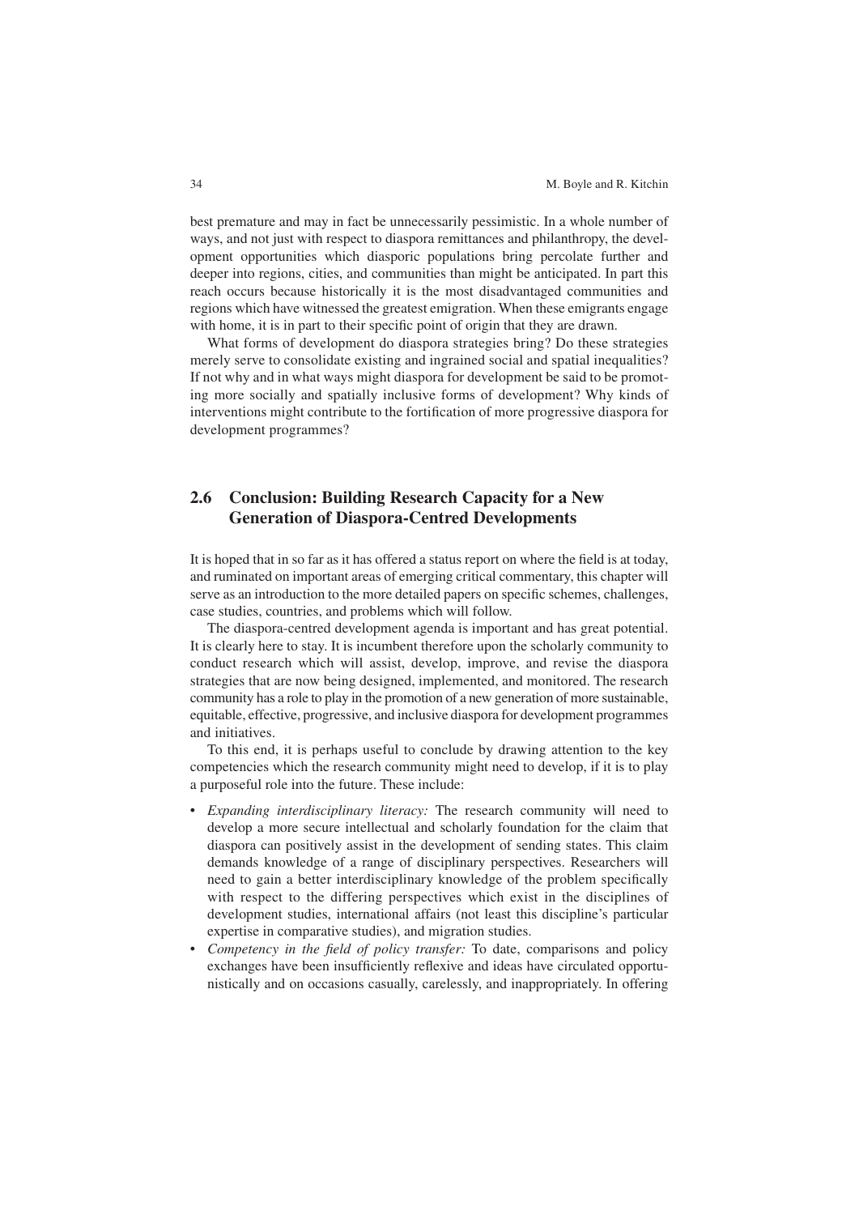best premature and may in fact be unnecessarily pessimistic. In a whole number of ways, and not just with respect to diaspora remittances and philanthropy, the development opportunities which diasporic populations bring percolate further and deeper into regions, cities, and communities than might be anticipated. In part this reach occurs because historically it is the most disadvantaged communities and regions which have witnessed the greatest emigration. When these emigrants engage with home, it is in part to their specific point of origin that they are drawn.

What forms of development do diaspora strategies bring? Do these strategies merely serve to consolidate existing and ingrained social and spatial inequalities? If not why and in what ways might diaspora for development be said to be promoting more socially and spatially inclusive forms of development? Why kinds of interventions might contribute to the fortification of more progressive diaspora for development programmes?

## 2.6 Conclusion: Building Research Capacity for a New Generation of Diaspora-Centred Developments

It is hoped that in so far as it has offered a status report on where the field is at today, and ruminated on important areas of emerging critical commentary, this chapter will serve as an introduction to the more detailed papers on specific schemes, challenges, case studies, countries, and problems which will follow.

The diaspora-centred development agenda is important and has great potential. It is clearly here to stay. It is incumbent therefore upon the scholarly community to conduct research which will assist, develop, improve, and revise the diaspora strategies that are now being designed, implemented, and monitored. The research community has a role to play in the promotion of a new generation of more sustainable, equitable, effective, progressive, and inclusive diaspora for development programmes and initiatives.

To this end, it is perhaps useful to conclude by drawing attention to the key competencies which the research community might need to develop, if it is to play a purposeful role into the future. These include:

- *Expanding interdisciplinary literacy:* The research community will need to develop a more secure intellectual and scholarly foundation for the claim that diaspora can positively assist in the development of sending states. This claim demands knowledge of a range of disciplinary perspectives. Researchers will need to gain a better interdisciplinary knowledge of the problem specifically with respect to the differing perspectives which exist in the disciplines of development studies, international affairs (not least this discipline's particular expertise in comparative studies), and migration studies.
- *Competency in the field of policy transfer:* To date, comparisons and policy exchanges have been insufficiently reflexive and ideas have circulated opportunistically and on occasions casually, carelessly, and inappropriately. In offering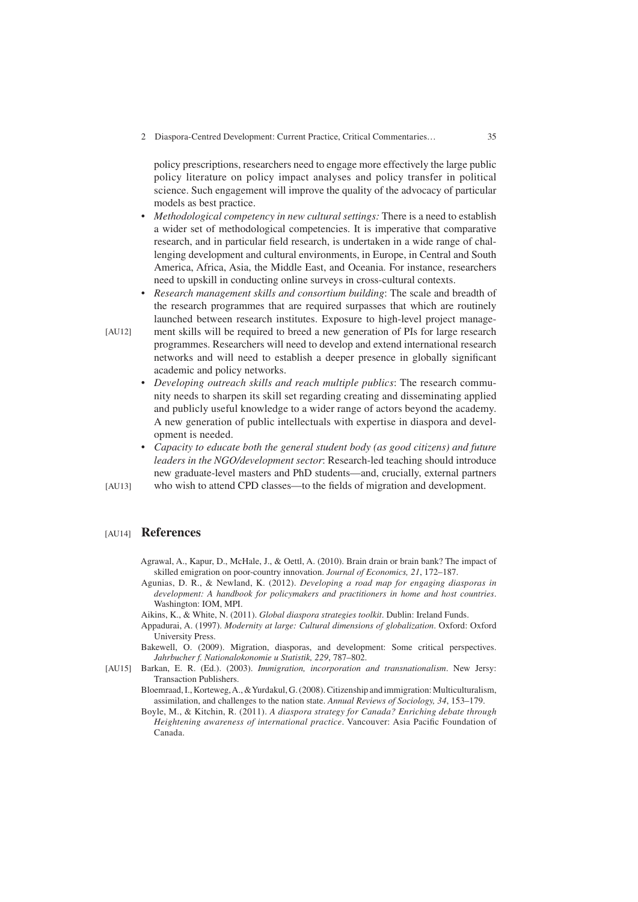policy prescriptions, researchers need to engage more effectively the large public policy literature on policy impact analyses and policy transfer in political science. Such engagement will improve the quality of the advocacy of particular models as best practice.

- *Methodological competency in new cultural settings:* There is a need to establish a wider set of methodological competencies. It is imperative that comparative research, and in particular field research, is undertaken in a wide range of challenging development and cultural environments, in Europe, in Central and South America, Africa, Asia, the Middle East, and Oceania. For instance, researchers need to upskill in conducting online surveys in cross-cultural contexts.
- *Research management skills and consortium building*: The scale and breadth of the research programmes that are required surpasses that which are routinely launched between research institutes. Exposure to high-level project management skills will be required to breed a new generation of PIs for large research programmes. Researchers will need to develop and extend international research networks and will need to establish a deeper presence in globally significant academic and policy networks.
- *Developing outreach skills and reach multiple publics*: The research community needs to sharpen its skill set regarding creating and disseminating applied and publicly useful knowledge to a wider range of actors beyond the academy. A new generation of public intellectuals with expertise in diaspora and development is needed.
- *Capacity to educate both the general student body (as good citizens) and future leaders in the NGO/development sector*: Research-led teaching should introduce new graduate-level masters and PhD students—and, crucially, external partners who wish to attend CPD classes—to the fields of migration and development.

## References

Agrawal, A., Kapur, D., McHale, J., & Oettl, A. (2010). Brain drain or brain bank? The impact of skilled emigration on poor-country innovation. *Journal of Economics, 21*, 172–187.

Agunias, D. R., & Newland, K. (2012). *Developing a road map for engaging diasporas in development: A handbook for policymakers and practitioners in home and host countries*. Washington: IOM, MPI.

Aikins, K., & White, N. (2011). *Global diaspora strategies toolkit*. Dublin: Ireland Funds.

Appadurai, A. (1997). *Modernity at large: Cultural dimensions of globalization*. Oxford: Oxford University Press.

Bakewell, O. (2009). Migration, diasporas, and development: Some critical perspectives. *Jahrbucher f. Nationalokonomie u Statistik, 229*, 787–802.

Barkan, E. R. (Ed.). (2003). *Immigration, incorporation and transnationalism*. New Jersy: Transaction Publishers.

Bloemraad, I., Korteweg, A., & Yurdakul, G. (2008). Citizenship and immigration: Multiculturalism, assimilation, and challenges to the nation state. *Annual Reviews of Sociology, 34*, 153–179.

Boyle, M., & Kitchin, R. (2011). *A diaspora strategy for Canada? Enriching debate through Heightening awareness of international practice*. Vancouver: Asia Pacific Foundation of Canada.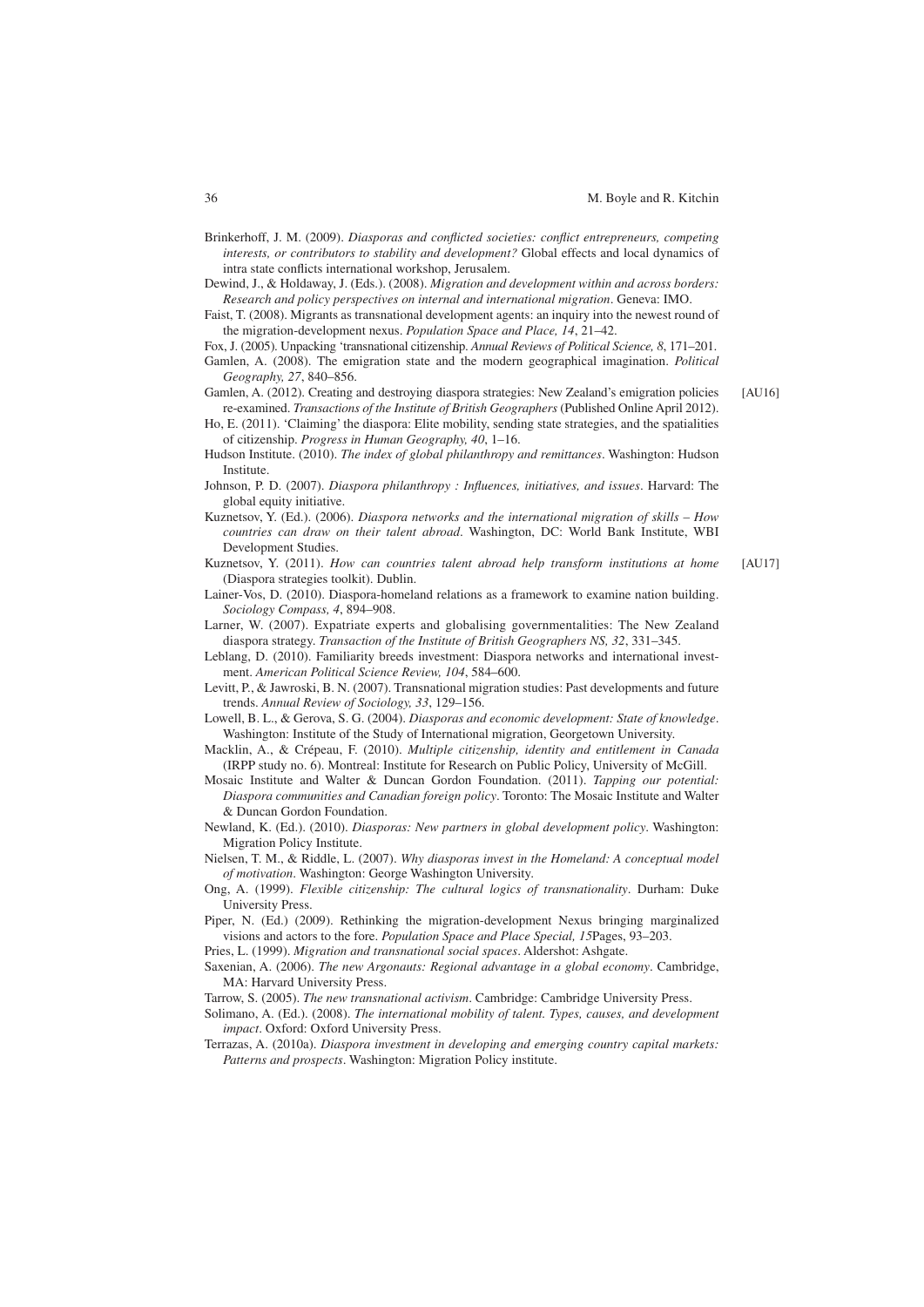Brinkerhoff, J. M. (2009). *Diasporas and conflicted societies: conflict entrepreneurs, competing interests, or contributors to stability and development?* Global effects and local dynamics of intra state conflicts international workshop, Jerusalem.

Dewind, J., & Holdaway, J. (Eds.). (2008). *Migration and development within and across borders: Research and policy perspectives on internal and international migration*. Geneva: IMO.

Faist, T. (2008). Migrants as transnational development agents: an inquiry into the newest round of the migration-development nexus. *Population Space and Place, 14*, 21–42.

Fox, J. (2005). Unpacking 'transnational citizenship. *Annual Reviews of Political Science, 8*, 171–201.

Gamlen, A. (2008). The emigration state and the modern geographical imagination. *Political Geography, 27*, 840–856.

Gamlen, A. (2012). Creating and destroying diaspora strategies: New Zealand's emigration policies re-examined. *Transactions of the Institute of British Geographers* (Published Online April 2012). [AU16]

Ho, E. (2011). 'Claiming' the diaspora: Elite mobility, sending state strategies, and the spatialities of citizenship. *Progress in Human Geography, 40*, 1–16.

Hudson Institute. (2010). *The index of global philanthropy and remittances*. Washington: Hudson Institute.

Johnson, P. D. (2007). *Diaspora philanthropy : Influences, initiatives, and issues*. Harvard: The global equity initiative.

Kuznetsov, Y. (Ed.). (2006). *Diaspora networks and the international migration of skills – How countries can draw on their talent abroad*. Washington, DC: World Bank Institute, WBI Development Studies.

Kuznetsov, Y. (2011). *How can countries talent abroad help transform institutions at home* (Diaspora strategies toolkit). Dublin. [AU17]

Lainer-Vos, D. (2010). Diaspora-homeland relations as a framework to examine nation building. *Sociology Compass, 4*, 894–908.

Larner, W. (2007). Expatriate experts and globalising governmentalities: The New Zealand diaspora strategy. *Transaction of the Institute of British Geographers NS, 32*, 331–345.

Leblang, D. (2010). Familiarity breeds investment: Diaspora networks and international investment. *American Political Science Review, 104*, 584–600.

Levitt, P., & Jawroski, B. N. (2007). Transnational migration studies: Past developments and future trends. *Annual Review of Sociology, 33*, 129–156.

Lowell, B. L., & Gerova, S. G. (2004). *Diasporas and economic development: State of knowledge*. Washington: Institute of the Study of International migration, Georgetown University.

Macklin, A., & Crépeau, F. (2010). *Multiple citizenship, identity and entitlement in Canada* (IRPP study no. 6). Montreal: Institute for Research on Public Policy, University of McGill.

Mosaic Institute and Walter & Duncan Gordon Foundation. (2011). *Tapping our potential: Diaspora communities and Canadian foreign policy*. Toronto: The Mosaic Institute and Walter & Duncan Gordon Foundation.

Newland, K. (Ed.). (2010). *Diasporas: New partners in global development policy*. Washington: Migration Policy Institute.

Nielsen, T. M., & Riddle, L. (2007). *Why diasporas invest in the Homeland: A conceptual model of motivation*. Washington: George Washington University.

Ong, A. (1999). *Flexible citizenship: The cultural logics of transnationality*. Durham: Duke University Press.

Piper, N. (Ed.) (2009). Rethinking the migration-development Nexus bringing marginalized visions and actors to the fore. *Population Space and Place Special, 15*Pages, 93–203.

Pries, L. (1999). *Migration and transnational social spaces*. Aldershot: Ashgate.

Saxenian, A. (2006). *The new Argonauts: Regional advantage in a global economy*. Cambridge, MA: Harvard University Press.

Tarrow, S. (2005). *The new transnational activism*. Cambridge: Cambridge University Press.

Solimano, A. (Ed.). (2008). *The international mobility of talent. Types, causes, and development impact*. Oxford: Oxford University Press.

Terrazas, A. (2010a). *Diaspora investment in developing and emerging country capital markets: Patterns and prospects*. Washington: Migration Policy institute.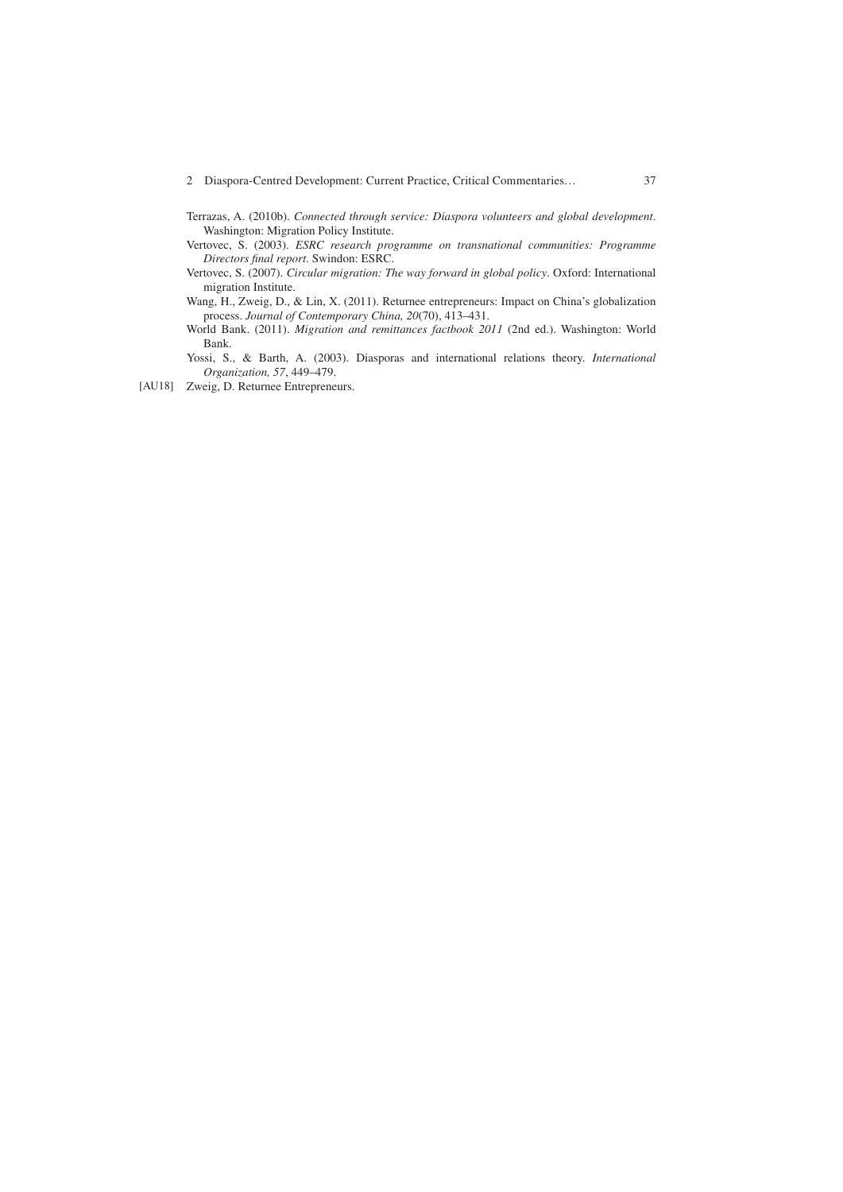Terrazas, A. (2010b). *Connected through service: Diaspora volunteers and global development*. Washington: Migration Policy Institute.

Vertovec, S. (2003). *ESRC research programme on transnational communities: Programme Directors final report*. Swindon: ESRC.

Vertovec, S. (2007). *Circular migration: The way forward in global policy*. Oxford: International migration Institute.

Wang, H., Zweig, D., & Lin, X. (2011). Returnee entrepreneurs: Impact on China's globalization process. *Journal of Contemporary China, 20*(70), 413–431.

World Bank. (2011). *Migration and remittances factbook 2011* (2nd ed.). Washington: World Bank.

Yossi, S., & Barth, A. (2003). Diasporas and international relations theory. *International Organization, 57*, 449–479.

[AU18] Zweig, D. Returnee Entrepreneurs.